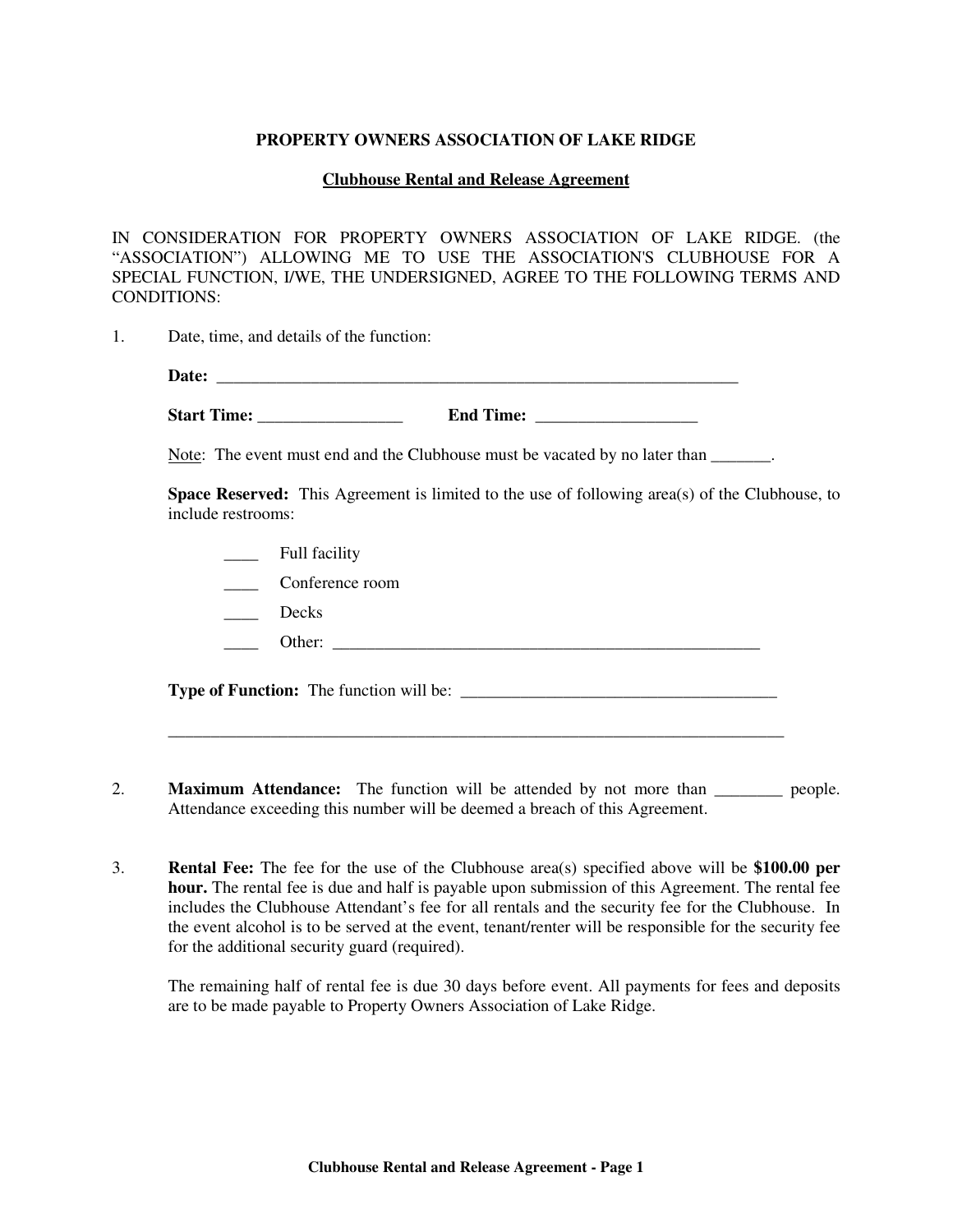# PROPERTY OWNERS ASSOCIATION OF LAKE RIDGE

## Clubhouse Rental and Release Agreement

IN CONSIDERATION FOR PROPERTY OWNERS ASSOCIATION OF LAKE RIDGE. (the "ASSOCIATION") ALLOWING ME TO USE THE ASSOCIATION'S CLUBHOUSE FOR A SPECIAL FUNCTION, I/WE, THE UNDERSIGNED, AGREE TO THE FOLLOWING TERMS AND CONDITIONS:

1. Date, time, and details of the function:

   **Date:** ________________________________________________________________

   **Start Time:** _________________ **End Time:** ___________________

   Note: The event must end and the Clubhouse must be vacated by no later than _______.

   **Space Reserved:** This Agreement is limited to the use of following area(s) of the Clubhouse, to include restrooms:

   ____ Full facility

   ____ Conference room

   ____ Decks

   ____ Other: _____________________________________________________

   **Type of Function:** The function will be: ______________________________________

   ___________________________________________________________________________

2. **Maximum Attendance:** The function will be attended by not more than ________ people. Attendance exceeding this number will be deemed a breach of this Agreement.

3. **Rental Fee:** The fee for the use of the Clubhouse area(s) specified above will be **$100.00 per hour.** The rental fee is due and half is payable upon submission of this Agreement. The rental fee includes the Clubhouse Attendant's fee for all rentals and the security fee for the Clubhouse. In the event alcohol is to be served at the event, tenant/renter will be responsible for the security fee for the additional security guard (required).

   The remaining half of rental fee is due 30 days before event. All payments for fees and deposits are to be made payable to Property Owners Association of Lake Ridge.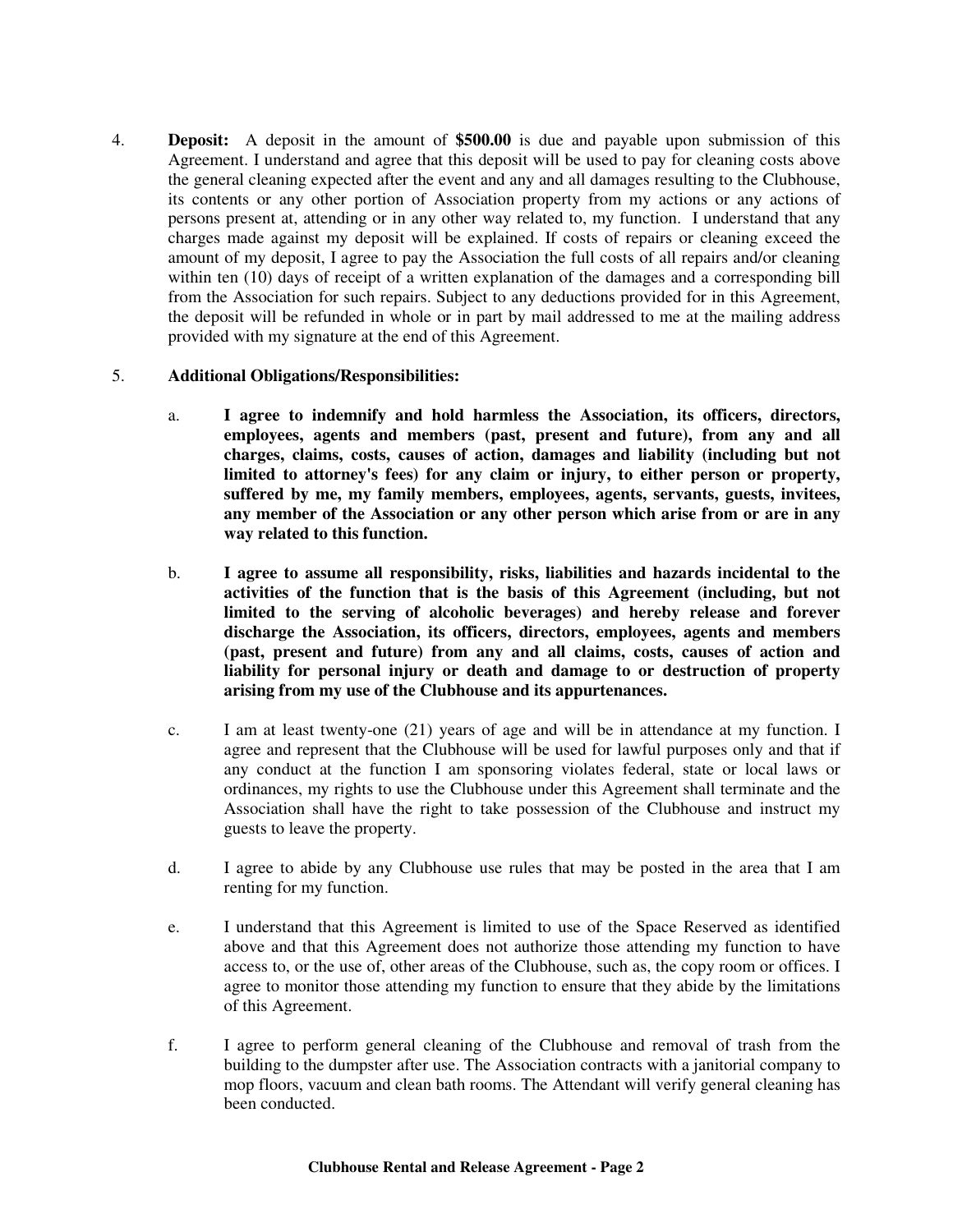4. **Deposit:** A deposit in the amount of **$500.00** is due and payable upon submission of this Agreement. I understand and agree that this deposit will be used to pay for cleaning costs above the general cleaning expected after the event and any and all damages resulting to the Clubhouse, its contents or any other portion of Association property from my actions or any actions of persons present at, attending or in any other way related to, my function. I understand that any charges made against my deposit will be explained. If costs of repairs or cleaning exceed the amount of my deposit, I agree to pay the Association the full costs of all repairs and/or cleaning within ten (10) days of receipt of a written explanation of the damages and a corresponding bill from the Association for such repairs. Subject to any deductions provided for in this Agreement, the deposit will be refunded in whole or in part by mail addressed to me at the mailing address provided with my signature at the end of this Agreement.

5. **Additional Obligations/Responsibilities:**

   a. **I agree to indemnify and hold harmless the Association, its officers, directors, employees, agents and members (past, present and future), from any and all charges, claims, costs, causes of action, damages and liability (including but not limited to attorney's fees) for any claim or injury, to either person or property, suffered by me, my family members, employees, agents, servants, guests, invitees, any member of the Association or any other person which arise from or are in any way related to this function.**

   b. **I agree to assume all responsibility, risks, liabilities and hazards incidental to the activities of the function that is the basis of this Agreement (including, but not limited to the serving of alcoholic beverages) and hereby release and forever discharge the Association, its officers, directors, employees, agents and members (past, present and future) from any and all claims, costs, causes of action and liability for personal injury or death and damage to or destruction of property arising from my use of the Clubhouse and its appurtenances.**

   c. I am at least twenty-one (21) years of age and will be in attendance at my function. I agree and represent that the Clubhouse will be used for lawful purposes only and that if any conduct at the function I am sponsoring violates federal, state or local laws or ordinances, my rights to use the Clubhouse under this Agreement shall terminate and the Association shall have the right to take possession of the Clubhouse and instruct my guests to leave the property.

   d. I agree to abide by any Clubhouse use rules that may be posted in the area that I am renting for my function.

   e. I understand that this Agreement is limited to use of the Space Reserved as identified above and that this Agreement does not authorize those attending my function to have access to, or the use of, other areas of the Clubhouse, such as, the copy room or offices. I agree to monitor those attending my function to ensure that they abide by the limitations of this Agreement.

   f. I agree to perform general cleaning of the Clubhouse and removal of trash from the building to the dumpster after use. The Association contracts with a janitorial company to mop floors, vacuum and clean bath rooms. The Attendant will verify general cleaning has been conducted.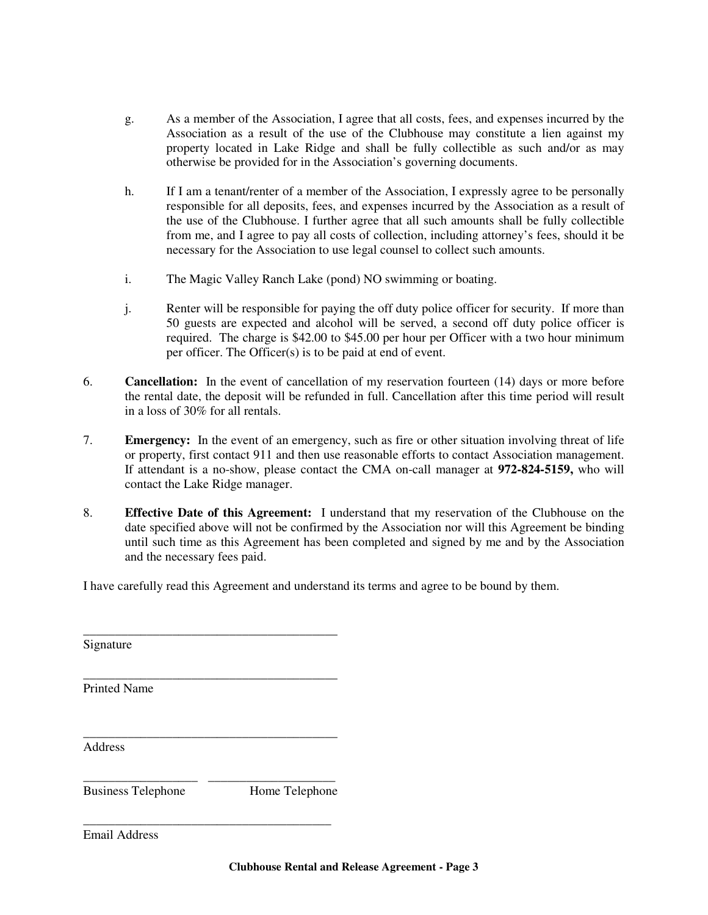g. As a member of the Association, I agree that all costs, fees, and expenses incurred by the Association as a result of the use of the Clubhouse may constitute a lien against my property located in Lake Ridge and shall be fully collectible as such and/or as may otherwise be provided for in the Association's governing documents.

h. If I am a tenant/renter of a member of the Association, I expressly agree to be personally responsible for all deposits, fees, and expenses incurred by the Association as a result of the use of the Clubhouse. I further agree that all such amounts shall be fully collectible from me, and I agree to pay all costs of collection, including attorney's fees, should it be necessary for the Association to use legal counsel to collect such amounts.

i. The Magic Valley Ranch Lake (pond) NO swimming or boating.

j. Renter will be responsible for paying the off duty police officer for security. If more than 50 guests are expected and alcohol will be served, a second off duty police officer is required. The charge is $42.00 to $45.00 per hour per Officer with a two hour minimum per officer. The Officer(s) is to be paid at end of event.

6. **Cancellation:** In the event of cancellation of my reservation fourteen (14) days or more before the rental date, the deposit will be refunded in full. Cancellation after this time period will result in a loss of 30% for all rentals.

7. **Emergency:** In the event of an emergency, such as fire or other situation involving threat of life or property, first contact 911 and then use reasonable efforts to contact Association management. If attendant is a no-show, please contact the CMA on-call manager at **972-824-5159,** who will contact the Lake Ridge manager.

8. **Effective Date of this Agreement:** I understand that my reservation of the Clubhouse on the date specified above will not be confirmed by the Association nor will this Agreement be binding until such time as this Agreement has been completed and signed by me and by the Association and the necessary fees paid.

I have carefully read this Agreement and understand its terms and agree to be bound by them.

________________________________________
Signature

________________________________________
Printed Name

________________________________________
Address

__________________ ____________________
Business Telephone Home Telephone

________________________________________
Email Address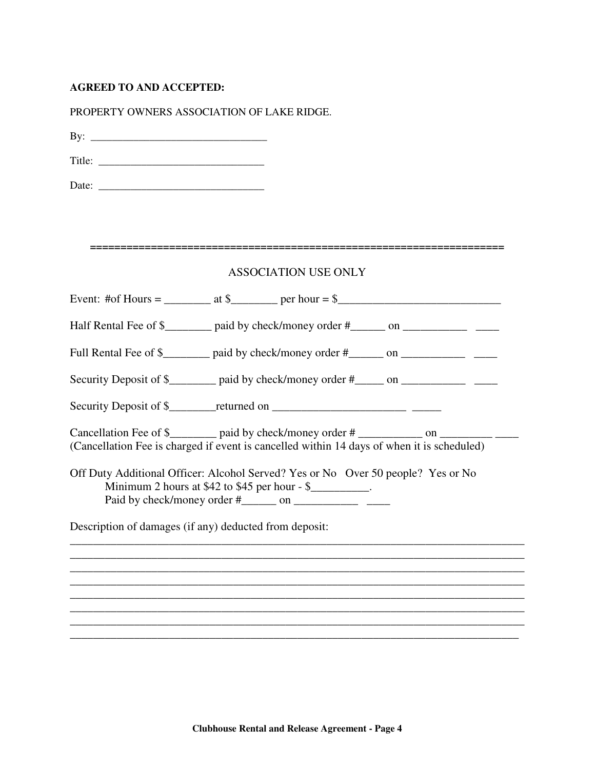**AGREED TO AND ACCEPTED:**

PROPERTY OWNERS ASSOCIATION OF LAKE RIDGE.

By: ________________________________

Title: ______________________________

Date: ______________________________

==================================================================

ASSOCIATION USE ONLY

Event: #of Hours = ________ at $________ per hour = $____________________________

Half Rental Fee of $________ paid by check/money order #______ on ___________ ____

Full Rental Fee of $________ paid by check/money order #______ on ___________ ____

Security Deposit of $________ paid by check/money order #_____ on ___________ ____

Security Deposit of $________returned on _______________________ _____

Cancellation Fee of $________ paid by check/money order # ___________ on _________ ____
(Cancellation Fee is charged if event is cancelled within 14 days of when it is scheduled)

Off Duty Additional Officer: Alcohol Served? Yes or No Over 50 people? Yes or No
Minimum 2 hours at $42 to $45 per hour - $__________.
Paid by check/money order #______ on ___________ ____

Description of damages (if any) deducted from deposit:

______________________________________________________________________________
______________________________________________________________________________
______________________________________________________________________________
______________________________________________________________________________
______________________________________________________________________________
______________________________________________________________________________
______________________________________________________________________________
______________________________________________________________________________

**Clubhouse Rental and Release Agreement - Page 4**